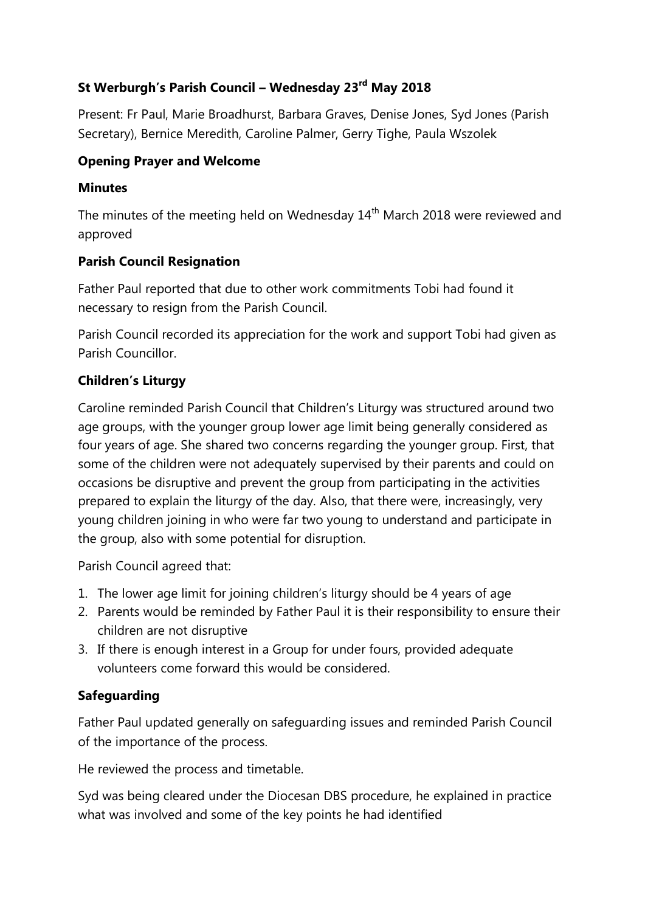# St Werburgh's Parish Council – Wednesday 23rd May 2018

Present: Fr Paul, Marie Broadhurst, Barbara Graves, Denise Jones, Syd Jones (Parish Secretary), Bernice Meredith, Caroline Palmer, Gerry Tighe, Paula Wszolek

## Opening Prayer and Welcome

## Minutes

The minutes of the meeting held on Wednesday 14th March 2018 were reviewed and approved

## Parish Council Resignation

Father Paul reported that due to other work commitments Tobi had found it necessary to resign from the Parish Council.

Parish Council recorded its appreciation for the work and support Tobi had given as Parish Councillor.

## Children's Liturgy

Caroline reminded Parish Council that Children's Liturgy was structured around two age groups, with the younger group lower age limit being generally considered as four years of age. She shared two concerns regarding the younger group. First, that some of the children were not adequately supervised by their parents and could on occasions be disruptive and prevent the group from participating in the activities prepared to explain the liturgy of the day. Also, that there were, increasingly, very young children joining in who were far two young to understand and participate in the group, also with some potential for disruption.

Parish Council agreed that:

1. The lower age limit for joining children's liturgy should be 4 years of age
2. Parents would be reminded by Father Paul it is their responsibility to ensure their children are not disruptive
3. If there is enough interest in a Group for under fours, provided adequate volunteers come forward this would be considered.

## Safeguarding

Father Paul updated generally on safeguarding issues and reminded Parish Council of the importance of the process.

He reviewed the process and timetable.

Syd was being cleared under the Diocesan DBS procedure, he explained in practice what was involved and some of the key points he had identified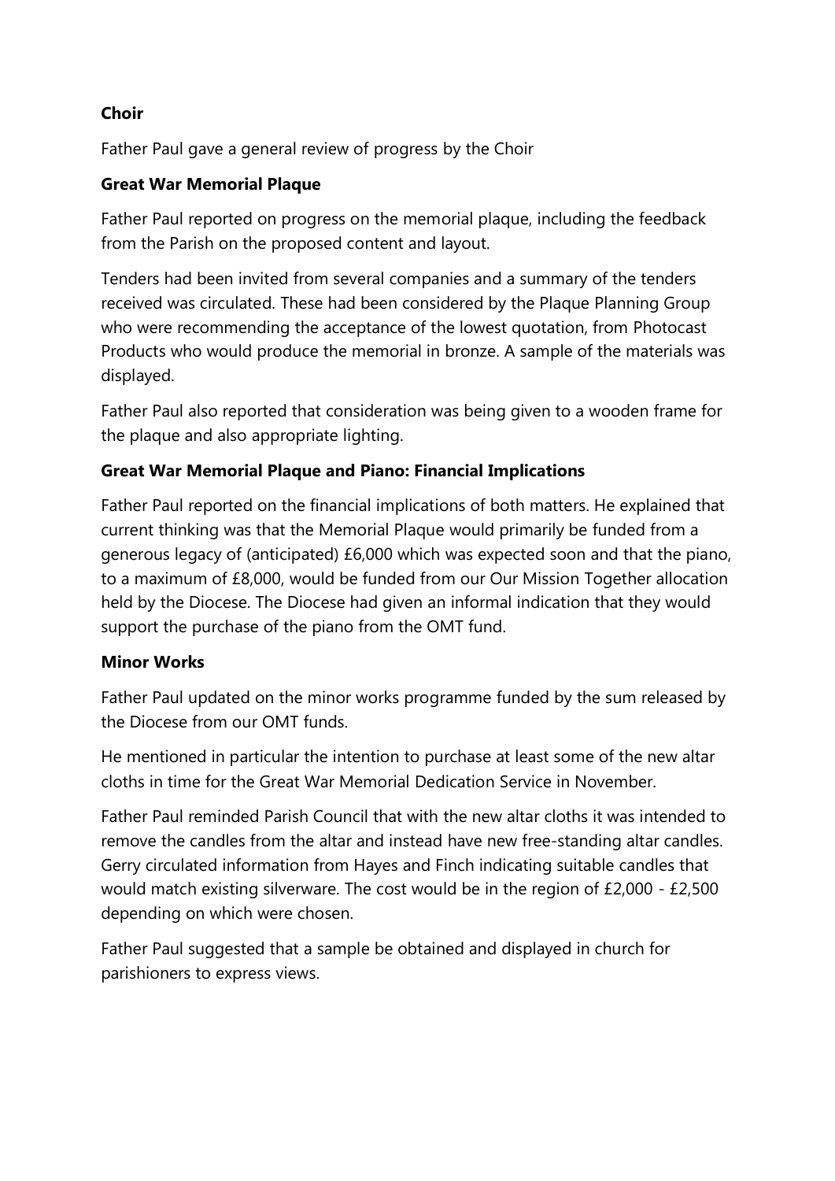**Choir**

Father Paul gave a general review of progress by the Choir

**Great War Memorial Plaque**

Father Paul reported on progress on the memorial plaque, including the feedback from the Parish on the proposed content and layout.

Tenders had been invited from several companies and a summary of the tenders received was circulated. These had been considered by the Plaque Planning Group who were recommending the acceptance of the lowest quotation, from Photocast Products who would produce the memorial in bronze. A sample of the materials was displayed.

Father Paul also reported that consideration was being given to a wooden frame for the plaque and also appropriate lighting.

**Great War Memorial Plaque and Piano: Financial Implications**

Father Paul reported on the financial implications of both matters. He explained that current thinking was that the Memorial Plaque would primarily be funded from a generous legacy of (anticipated) £6,000 which was expected soon and that the piano, to a maximum of £8,000, would be funded from our Our Mission Together allocation held by the Diocese. The Diocese had given an informal indication that they would support the purchase of the piano from the OMT fund.

**Minor Works**

Father Paul updated on the minor works programme funded by the sum released by the Diocese from our OMT funds.

He mentioned in particular the intention to purchase at least some of the new altar cloths in time for the Great War Memorial Dedication Service in November.

Father Paul reminded Parish Council that with the new altar cloths it was intended to remove the candles from the altar and instead have new free-standing altar candles. Gerry circulated information from Hayes and Finch indicating suitable candles that would match existing silverware. The cost would be in the region of £2,000 - £2,500 depending on which were chosen.

Father Paul suggested that a sample be obtained and displayed in church for parishioners to express views.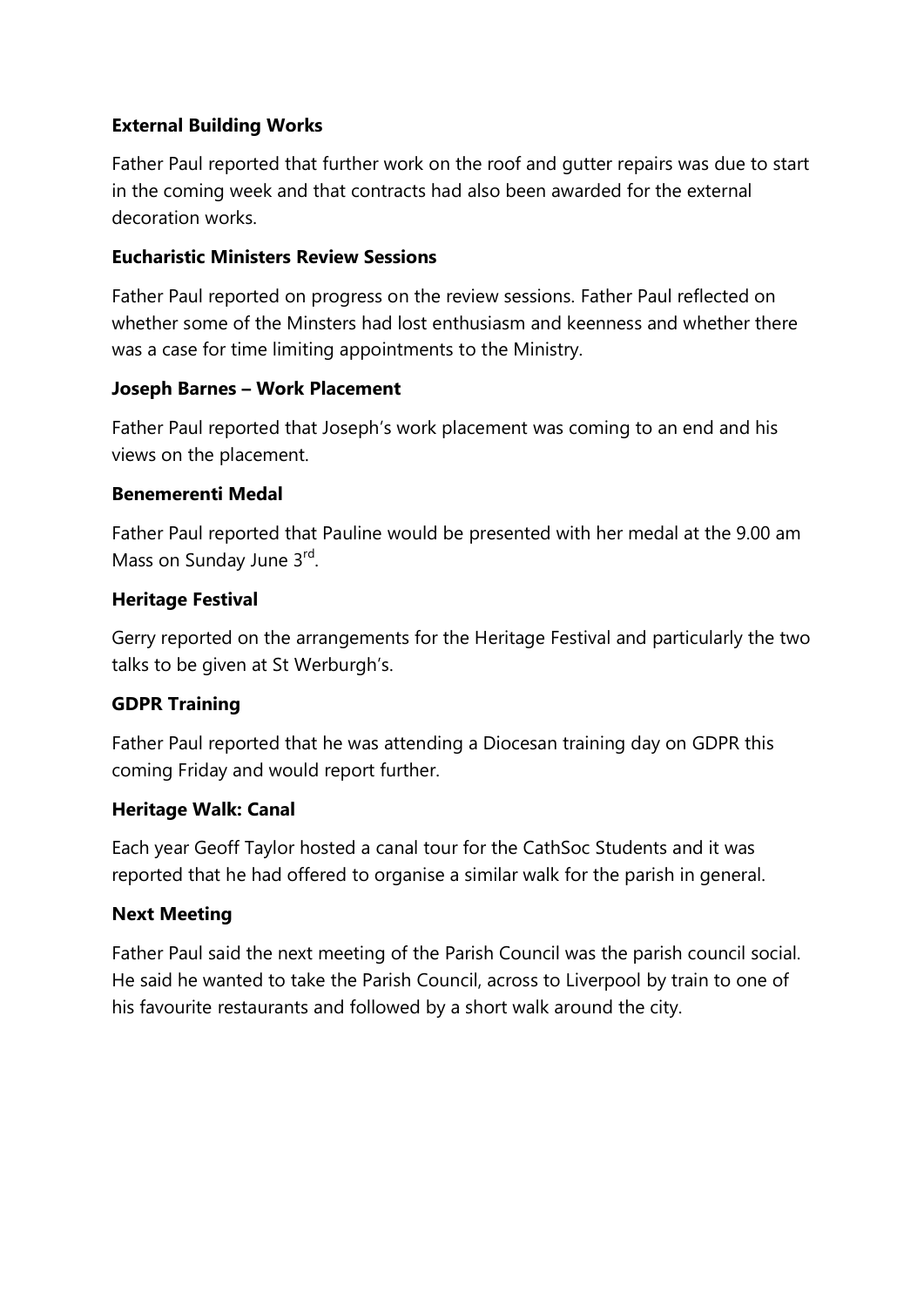**External Building Works**

Father Paul reported that further work on the roof and gutter repairs was due to start in the coming week and that contracts had also been awarded for the external decoration works.

**Eucharistic Ministers Review Sessions**

Father Paul reported on progress on the review sessions. Father Paul reflected on whether some of the Minsters had lost enthusiasm and keenness and whether there was a case for time limiting appointments to the Ministry.

**Joseph Barnes – Work Placement**

Father Paul reported that Joseph's work placement was coming to an end and his views on the placement.

**Benemerenti Medal**

Father Paul reported that Pauline would be presented with her medal at the 9.00 am Mass on Sunday June 3rd.

**Heritage Festival**

Gerry reported on the arrangements for the Heritage Festival and particularly the two talks to be given at St Werburgh's.

**GDPR Training**

Father Paul reported that he was attending a Diocesan training day on GDPR this coming Friday and would report further.

**Heritage Walk: Canal**

Each year Geoff Taylor hosted a canal tour for the CathSoc Students and it was reported that he had offered to organise a similar walk for the parish in general.

**Next Meeting**

Father Paul said the next meeting of the Parish Council was the parish council social. He said he wanted to take the Parish Council, across to Liverpool by train to one of his favourite restaurants and followed by a short walk around the city.